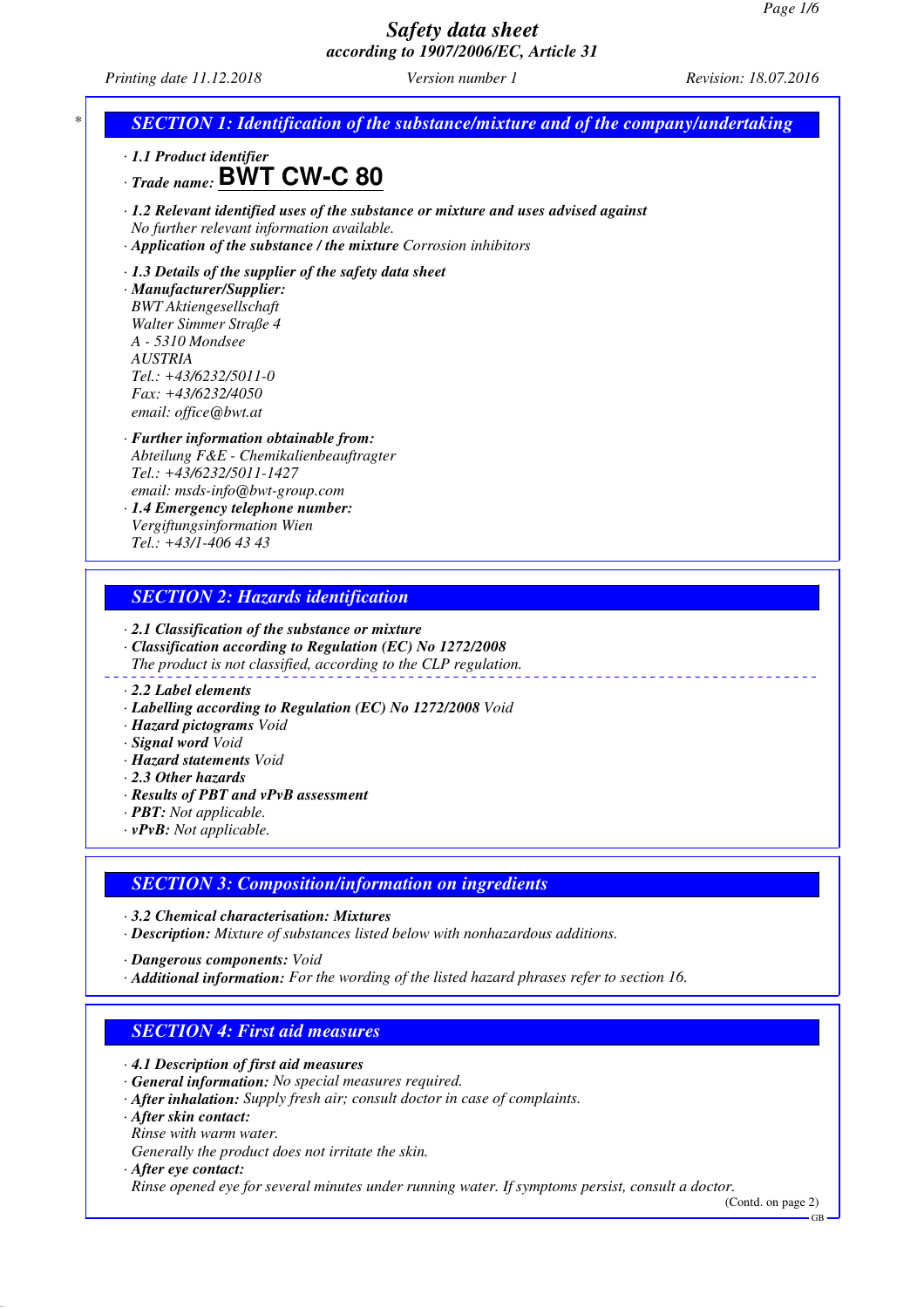# Safety data sheet

## according to 1907/2006/EC, Article 31

Printing date 11.12.2018 | Version number 1 | Revision: 18.07.2016

## SECTION 1: Identification of the substance/mixture and of the company/undertaking

- **1.1 Product identifier**
- **Trade name: BWT CW-C 80**
- **1.2 Relevant identified uses of the substance or mixture and uses advised against**
  No further relevant information available.
- **Application of the substance / the mixture** Corrosion inhibitors
- **1.3 Details of the supplier of the safety data sheet**
- **Manufacturer/Supplier:**
  BWT Aktiengesellschaft
  Walter Simmer Straße 4
  A - 5310 Mondsee
  AUSTRIA
  Tel.: +43/6232/5011-0
  Fax: +43/6232/4050
  email: office@bwt.at
- **Further information obtainable from:**
  Abteilung F&E - Chemikalienbeauftragter
  Tel.: +43/6232/5011-1427
  email: msds-info@bwt-group.com
- **1.4 Emergency telephone number:**
  Vergiftungsinformation Wien
  Tel.: +43/1-406 43 43

## SECTION 2: Hazards identification

- **2.1 Classification of the substance or mixture**
- **Classification according to Regulation (EC) No 1272/2008**
  The product is not classified, according to the CLP regulation.

---

- **2.2 Label elements**
- **Labelling according to Regulation (EC) No 1272/2008** Void
- **Hazard pictograms** Void
- **Signal word** Void
- **Hazard statements** Void
- **2.3 Other hazards**
- **Results of PBT and vPvB assessment**
- **PBT:** Not applicable.
- **vPvB:** Not applicable.

## SECTION 3: Composition/information on ingredients

- **3.2 Chemical characterisation: Mixtures**
- **Description:** Mixture of substances listed below with nonhazardous additions.
- **Dangerous components:** Void
- **Additional information:** For the wording of the listed hazard phrases refer to section 16.

## SECTION 4: First aid measures

- **4.1 Description of first aid measures**
- **General information:** No special measures required.
- **After inhalation:** Supply fresh air; consult doctor in case of complaints.
- **After skin contact:**
  Rinse with warm water.
  Generally the product does not irritate the skin.
- **After eye contact:**
  Rinse opened eye for several minutes under running water. If symptoms persist, consult a doctor.

(Contd. on page 2)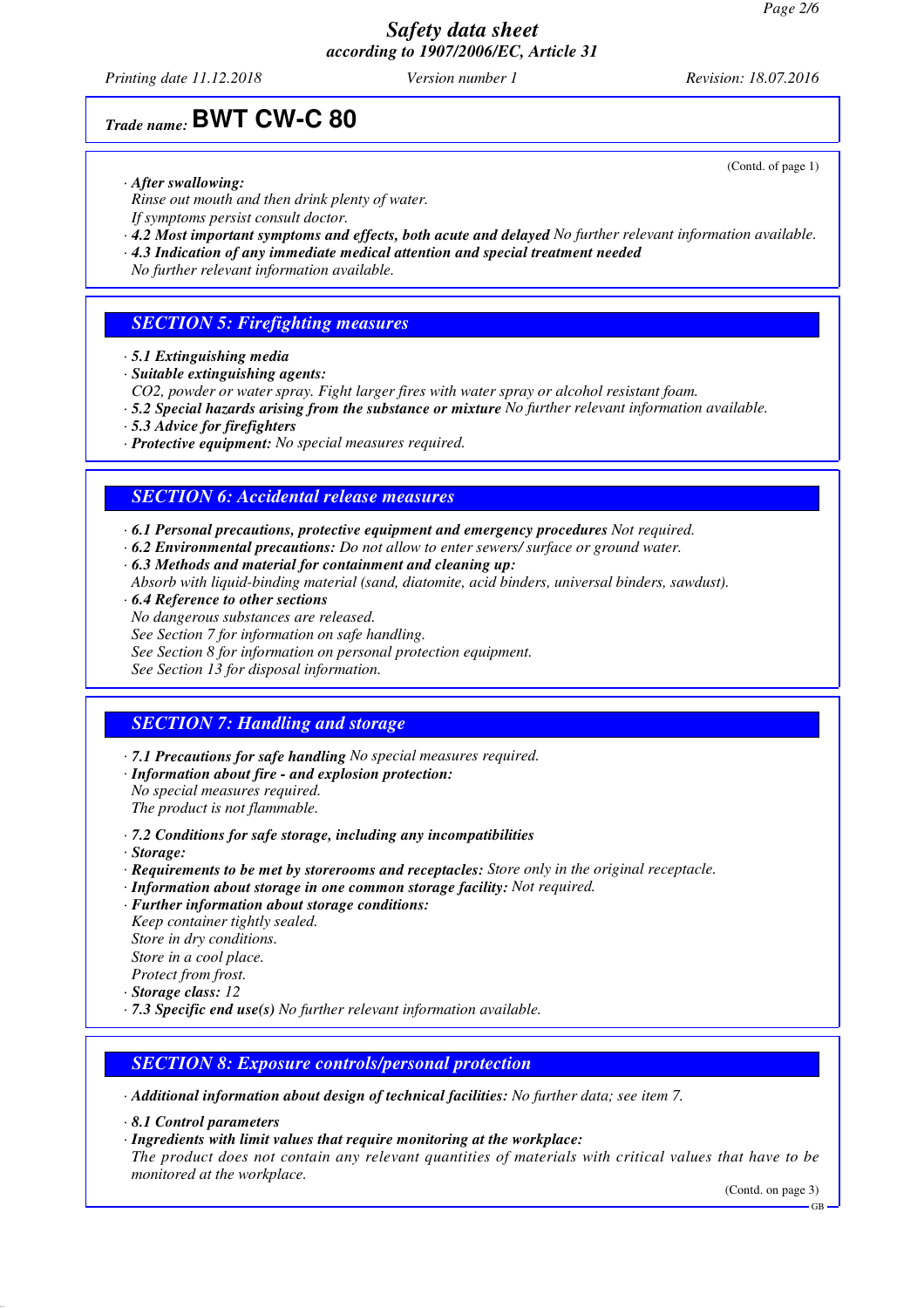# Safety data sheet
according to 1907/2006/EC, Article 31

Printing date 11.12.2018 | Version number 1 | Revision: 18.07.2016

**Trade name: BWT CW-C 80**

(Contd. of page 1)

· ***After swallowing:***
*Rinse out mouth and then drink plenty of water.*
*If symptoms persist consult doctor.*

· ***4.2 Most important symptoms and effects, both acute and delayed*** *No further relevant information available.*

· ***4.3 Indication of any immediate medical attention and special treatment needed***
*No further relevant information available.*

## SECTION 5: Firefighting measures

· ***5.1 Extinguishing media***

· ***Suitable extinguishing agents:***
*CO2, powder or water spray. Fight larger fires with water spray or alcohol resistant foam.*

· ***5.2 Special hazards arising from the substance or mixture*** *No further relevant information available.*

· ***5.3 Advice for firefighters***

· ***Protective equipment:*** *No special measures required.*

## SECTION 6: Accidental release measures

· ***6.1 Personal precautions, protective equipment and emergency procedures*** *Not required.*

· ***6.2 Environmental precautions:*** *Do not allow to enter sewers/ surface or ground water.*

· ***6.3 Methods and material for containment and cleaning up:***
*Absorb with liquid-binding material (sand, diatomite, acid binders, universal binders, sawdust).*

· ***6.4 Reference to other sections***
*No dangerous substances are released.*
*See Section 7 for information on safe handling.*
*See Section 8 for information on personal protection equipment.*
*See Section 13 for disposal information.*

## SECTION 7: Handling and storage

· ***7.1 Precautions for safe handling*** *No special measures required.*

· ***Information about fire - and explosion protection:***
*No special measures required.*
*The product is not flammable.*

· ***7.2 Conditions for safe storage, including any incompatibilities***

· ***Storage:***

· ***Requirements to be met by storerooms and receptacles:*** *Store only in the original receptacle.*

· ***Information about storage in one common storage facility:*** *Not required.*

· ***Further information about storage conditions:***
*Keep container tightly sealed.*
*Store in dry conditions.*
*Store in a cool place.*
*Protect from frost.*

· ***Storage class:*** *12*

· ***7.3 Specific end use(s)*** *No further relevant information available.*

## SECTION 8: Exposure controls/personal protection

· ***Additional information about design of technical facilities:*** *No further data; see item 7.*

· ***8.1 Control parameters***

· ***Ingredients with limit values that require monitoring at the workplace:***
*The product does not contain any relevant quantities of materials with critical values that have to be monitored at the workplace.*

(Contd. on page 3)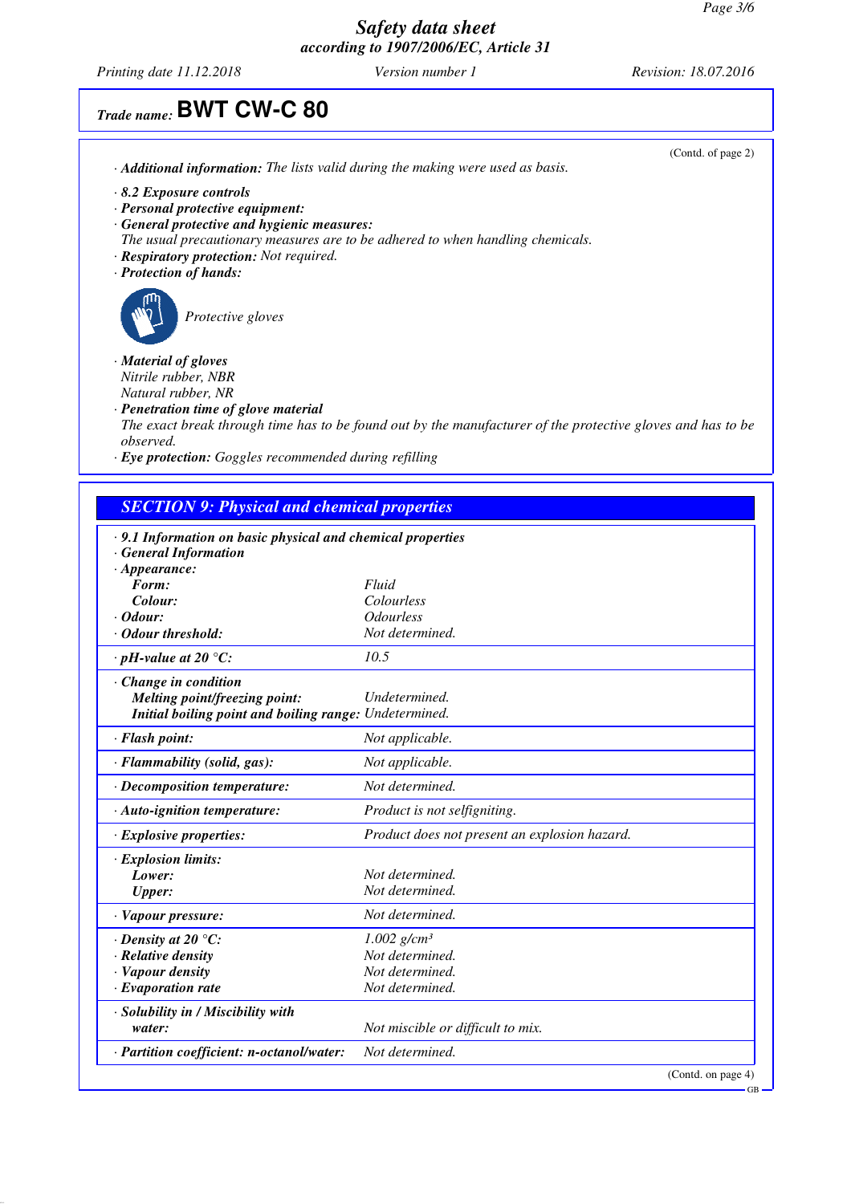*Trade name:* **BWT CW-C 80**

(Contd. of page 2)

· ***Additional information:*** *The lists valid during the making were used as basis.*

· ***8.2 Exposure controls***
· ***Personal protective equipment:***
· ***General protective and hygienic measures:***
*The usual precautionary measures are to be adhered to when handling chemicals.*
· ***Respiratory protection:*** *Not required.*
· ***Protection of hands:***

*Protective gloves*

· ***Material of gloves***
*Nitrile rubber, NBR*
*Natural rubber, NR*
· ***Penetration time of glove material***
*The exact break through time has to be found out by the manufacturer of the protective gloves and has to be observed.*
· ***Eye protection:*** *Goggles recommended during refilling*

## *SECTION 9: Physical and chemical properties*

| | |
|---|---|
| · ***9.1 Information on basic physical and chemical properties*** | |
| · ***General Information*** | |
| · ***Appearance:*** | |
| ***Form:*** | *Fluid* |
| ***Colour:*** | *Colourless* |
| · ***Odour:*** | *Odourless* |
| · ***Odour threshold:*** | *Not determined.* |
| · ***pH-value at 20 °C:*** | *10.5* |
| · ***Change in condition*** | |
| ***Melting point/freezing point:*** | *Undetermined.* |
| ***Initial boiling point and boiling range:*** | *Undetermined.* |
| · ***Flash point:*** | *Not applicable.* |
| · ***Flammability (solid, gas):*** | *Not applicable.* |
| · ***Decomposition temperature:*** | *Not determined.* |
| · ***Auto-ignition temperature:*** | *Product is not selfigniting.* |
| · ***Explosive properties:*** | *Product does not present an explosion hazard.* |
| · ***Explosion limits:*** | |
| ***Lower:*** | *Not determined.* |
| ***Upper:*** | *Not determined.* |
| · ***Vapour pressure:*** | *Not determined.* |
| · ***Density at 20 °C:*** | *1.002 g/cm³* |
| · ***Relative density*** | *Not determined.* |
| · ***Vapour density*** | *Not determined.* |
| · ***Evaporation rate*** | *Not determined.* |
| · ***Solubility in / Miscibility with*** | |
| ***water:*** | *Not miscible or difficult to mix.* |
| · ***Partition coefficient: n-octanol/water:*** | *Not determined.* |

(Contd. on page 4)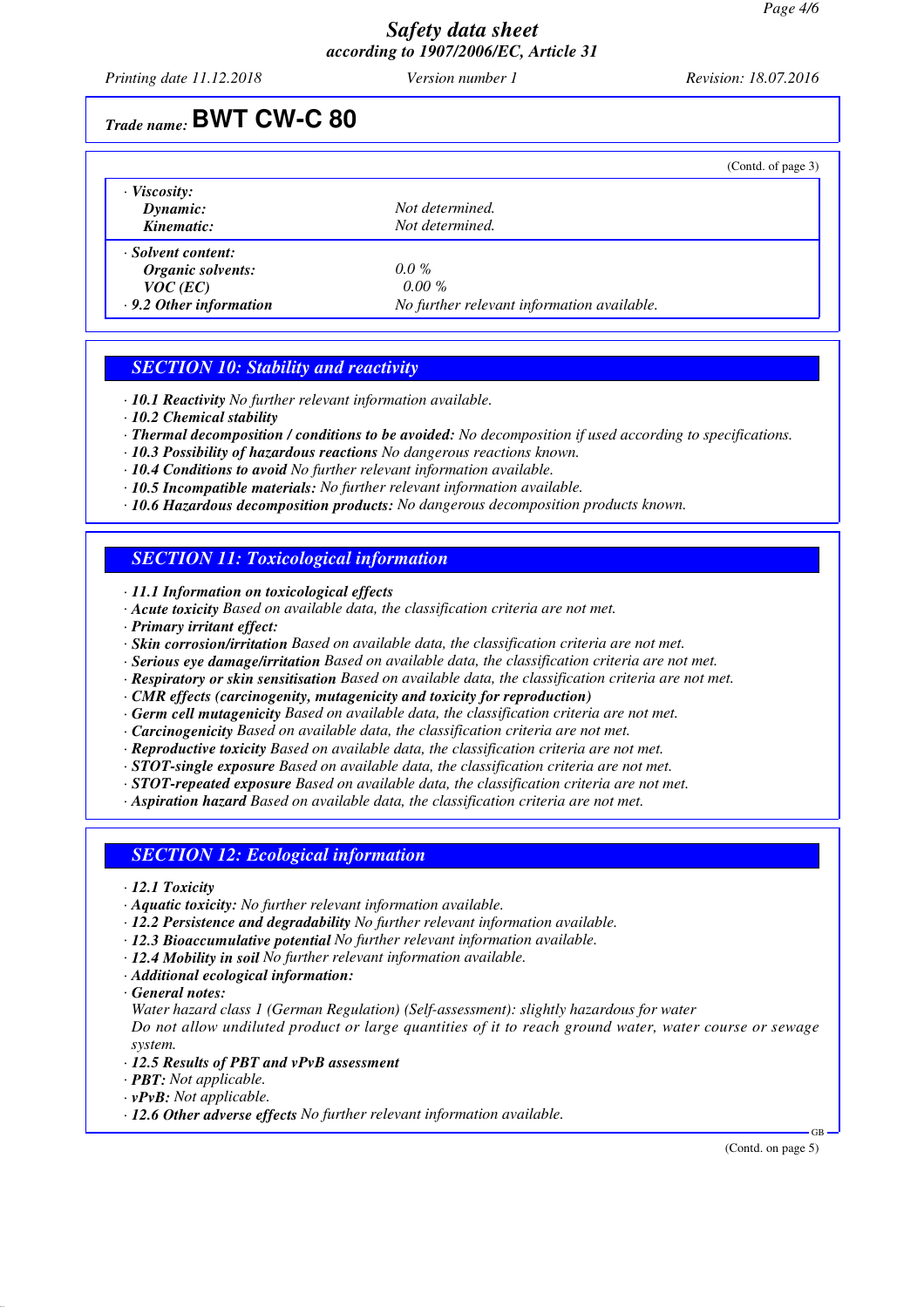*Trade name:* **BWT CW-C 80**

(Contd. of page 3)

| | |
|---|---|
| · ***Viscosity:*** | |
| ***Dynamic:*** | *Not determined.* |
| ***Kinematic:*** | *Not determined.* |
| · ***Solvent content:*** | |
| ***Organic solvents:*** | *0.0 %* |
| ***VOC (EC)*** | *0.00 %* |
| · ***9.2 Other information*** | *No further relevant information available.* |

## *SECTION 10: Stability and reactivity*

· ***10.1 Reactivity*** *No further relevant information available.*
· ***10.2 Chemical stability***
· ***Thermal decomposition / conditions to be avoided:*** *No decomposition if used according to specifications.*
· ***10.3 Possibility of hazardous reactions*** *No dangerous reactions known.*
· ***10.4 Conditions to avoid*** *No further relevant information available.*
· ***10.5 Incompatible materials:*** *No further relevant information available.*
· ***10.6 Hazardous decomposition products:*** *No dangerous decomposition products known.*

## *SECTION 11: Toxicological information*

· ***11.1 Information on toxicological effects***
· ***Acute toxicity*** *Based on available data, the classification criteria are not met.*
· ***Primary irritant effect:***
· ***Skin corrosion/irritation*** *Based on available data, the classification criteria are not met.*
· ***Serious eye damage/irritation*** *Based on available data, the classification criteria are not met.*
· ***Respiratory or skin sensitisation*** *Based on available data, the classification criteria are not met.*
· ***CMR effects (carcinogenity, mutagenicity and toxicity for reproduction)***
· ***Germ cell mutagenicity*** *Based on available data, the classification criteria are not met.*
· ***Carcinogenicity*** *Based on available data, the classification criteria are not met.*
· ***Reproductive toxicity*** *Based on available data, the classification criteria are not met.*
· ***STOT-single exposure*** *Based on available data, the classification criteria are not met.*
· ***STOT-repeated exposure*** *Based on available data, the classification criteria are not met.*
· ***Aspiration hazard*** *Based on available data, the classification criteria are not met.*

## *SECTION 12: Ecological information*

· ***12.1 Toxicity***
· ***Aquatic toxicity:*** *No further relevant information available.*
· ***12.2 Persistence and degradability*** *No further relevant information available.*
· ***12.3 Bioaccumulative potential*** *No further relevant information available.*
· ***12.4 Mobility in soil*** *No further relevant information available.*
· ***Additional ecological information:***
· ***General notes:***
*Water hazard class 1 (German Regulation) (Self-assessment): slightly hazardous for water*
*Do not allow undiluted product or large quantities of it to reach ground water, water course or sewage system.*
· ***12.5 Results of PBT and vPvB assessment***
· ***PBT:*** *Not applicable.*
· ***vPvB:*** *Not applicable.*
· ***12.6 Other adverse effects*** *No further relevant information available.*

(Contd. on page 5)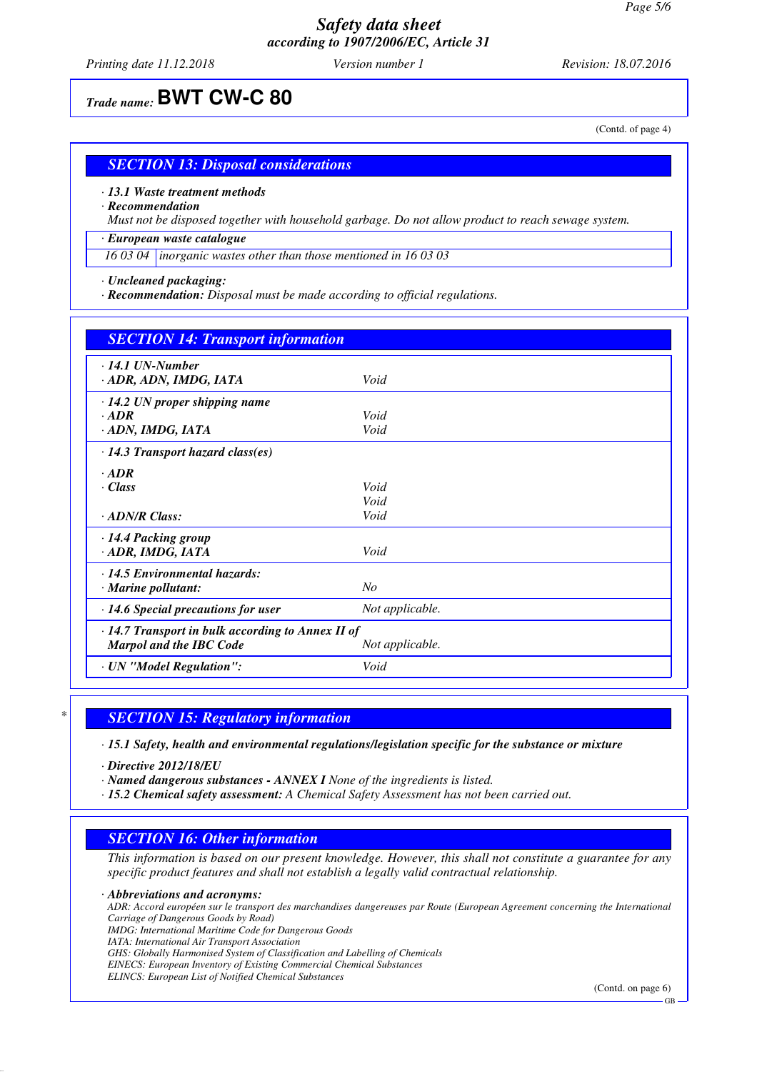## Trade name: BWT CW-C 80

(Contd. of page 4)

## SECTION 13: Disposal considerations

· **13.1 Waste treatment methods**
· **Recommendation**
*Must not be disposed together with household garbage. Do not allow product to reach sewage system.*

· **European waste catalogue**

| 16 03 04 | inorganic wastes other than those mentioned in 16 03 03 |
|---|---|

· **Uncleaned packaging:**
· **Recommendation:** *Disposal must be made according to official regulations.*

## SECTION 14: Transport information

| | |
|---|---|
| · **14.1 UN-Number** | |
| · **ADR, ADN, IMDG, IATA** | Void |
| · **14.2 UN proper shipping name** | |
| · **ADR** | Void |
| · **ADN, IMDG, IATA** | Void |
| · **14.3 Transport hazard class(es)** | |
| · **ADR** | |
| · **Class** | Void |
| | Void |
| · **ADN/R Class:** | Void |
| · **14.4 Packing group** | |
| · **ADR, IMDG, IATA** | Void |
| · **14.5 Environmental hazards:** | |
| · **Marine pollutant:** | No |
| · **14.6 Special precautions for user** | Not applicable. |
| · **14.7 Transport in bulk according to Annex II of Marpol and the IBC Code** | Not applicable. |
| · **UN "Model Regulation":** | Void |

## * SECTION 15: Regulatory information

· **15.1 Safety, health and environmental regulations/legislation specific for the substance or mixture**

· **Directive 2012/18/EU**
· **Named dangerous substances - ANNEX I** *None of the ingredients is listed.*
· **15.2 Chemical safety assessment:** *A Chemical Safety Assessment has not been carried out.*

## SECTION 16: Other information

*This information is based on our present knowledge. However, this shall not constitute a guarantee for any specific product features and shall not establish a legally valid contractual relationship.*

· **Abbreviations and acronyms:**
*ADR: Accord européen sur le transport des marchandises dangereuses par Route (European Agreement concerning the International Carriage of Dangerous Goods by Road)*
*IMDG: International Maritime Code for Dangerous Goods*
*IATA: International Air Transport Association*
*GHS: Globally Harmonised System of Classification and Labelling of Chemicals*
*EINECS: European Inventory of Existing Commercial Chemical Substances*
*ELINCS: European List of Notified Chemical Substances*

(Contd. on page 6)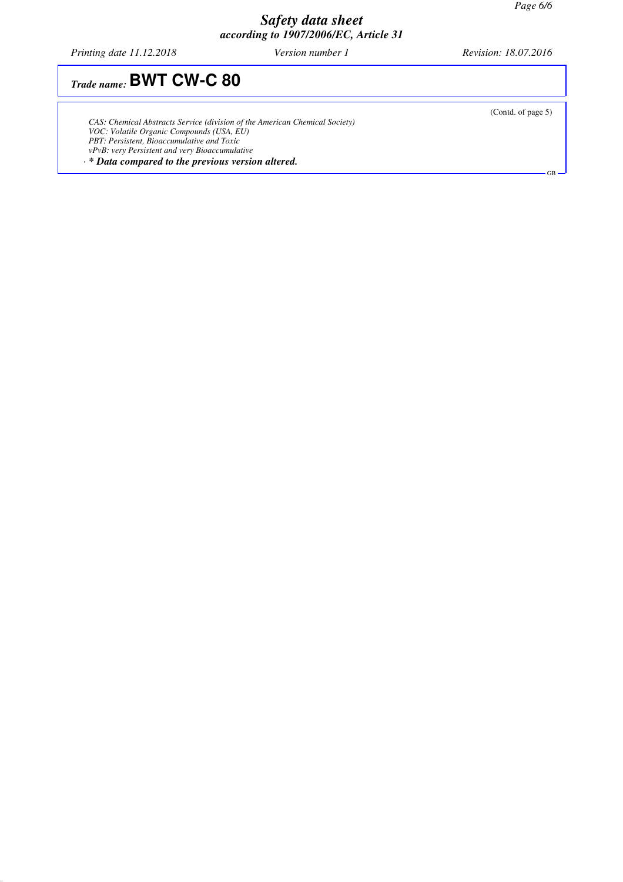(Contd. of page 5)

*CAS: Chemical Abstracts Service (division of the American Chemical Society)*
*VOC: Volatile Organic Compounds (USA, EU)*
*PBT: Persistent, Bioaccumulative and Toxic*
*vPvB: very Persistent and very Bioaccumulative*

· ***\* Data compared to the previous version altered.***